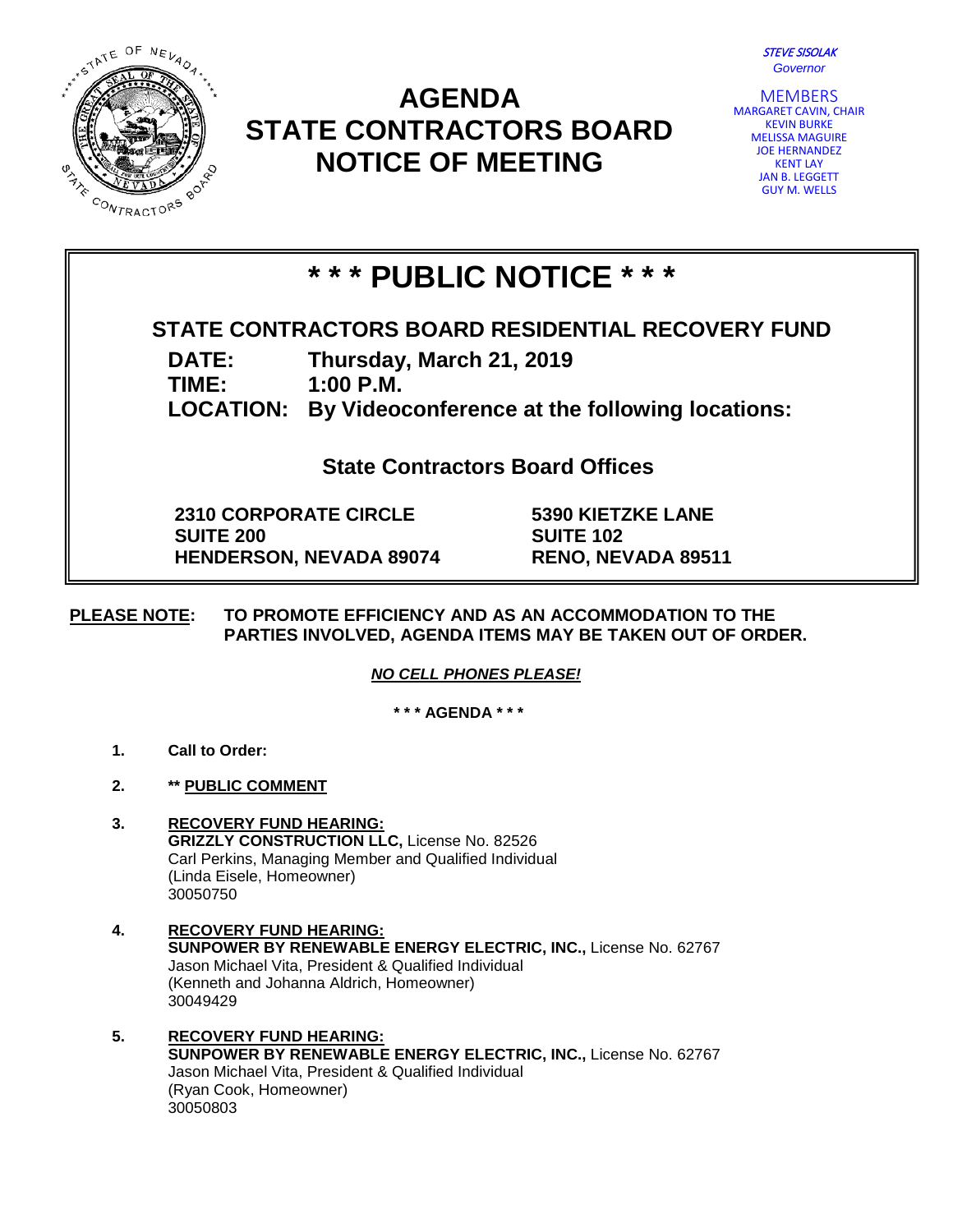STEVE SISOLAK
*Governor*

MEMBERS
MARGARET CAVIN, CHAIR
KEVIN BURKE
MELISSA MAGUIRE
JOE HERNANDEZ
KENT LAY
JAN B. LEGGETT
GUY M. WELLS

# AGENDA
# STATE CONTRACTORS BOARD
# NOTICE OF MEETING

## * * * PUBLIC NOTICE * * *

**STATE CONTRACTORS BOARD RESIDENTIAL RECOVERY FUND**

**DATE:** Thursday, March 21, 2019
**TIME:** 1:00 P.M.
**LOCATION:** By Videoconference at the following locations:

**State Contractors Board Offices**

**2310 CORPORATE CIRCLE**
**SUITE 200**
**HENDERSON, NEVADA 89074**

**5390 KIETZKE LANE**
**SUITE 102**
**RENO, NEVADA 89511**

**PLEASE NOTE: TO PROMOTE EFFICIENCY AND AS AN ACCOMMODATION TO THE PARTIES INVOLVED, AGENDA ITEMS MAY BE TAKEN OUT OF ORDER.**

***NO CELL PHONES PLEASE!***

**\* \* \* AGENDA \* \* \***

1. **Call to Order:**

2. **\*\* PUBLIC COMMENT**

3. **RECOVERY FUND HEARING:**
   **GRIZZLY CONSTRUCTION LLC,** License No. 82526
   Carl Perkins, Managing Member and Qualified Individual
   (Linda Eisele, Homeowner)
   30050750

4. **RECOVERY FUND HEARING:**
   **SUNPOWER BY RENEWABLE ENERGY ELECTRIC, INC.,** License No. 62767
   Jason Michael Vita, President & Qualified Individual
   (Kenneth and Johanna Aldrich, Homeowner)
   30049429

5. **RECOVERY FUND HEARING:**
   **SUNPOWER BY RENEWABLE ENERGY ELECTRIC, INC.,** License No. 62767
   Jason Michael Vita, President & Qualified Individual
   (Ryan Cook, Homeowner)
   30050803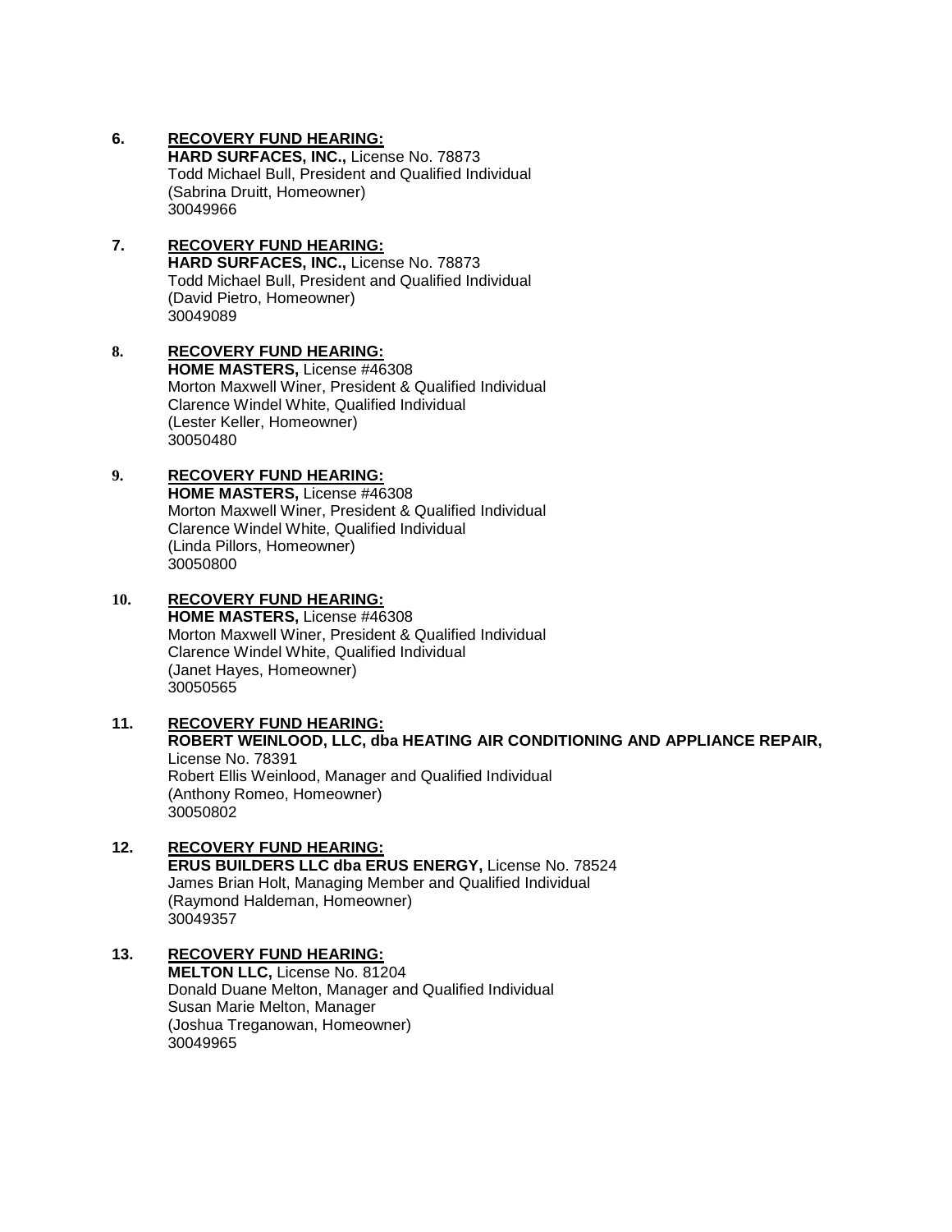6. **RECOVERY FUND HEARING:**
   **HARD SURFACES, INC.,** License No. 78873
   Todd Michael Bull, President and Qualified Individual
   (Sabrina Druitt, Homeowner)
   30049966

7. **RECOVERY FUND HEARING:**
   **HARD SURFACES, INC.,** License No. 78873
   Todd Michael Bull, President and Qualified Individual
   (David Pietro, Homeowner)
   30049089

8. **RECOVERY FUND HEARING:**
   **HOME MASTERS,** License #46308
   Morton Maxwell Winer, President & Qualified Individual
   Clarence Windel White, Qualified Individual
   (Lester Keller, Homeowner)
   30050480

9. **RECOVERY FUND HEARING:**
   **HOME MASTERS,** License #46308
   Morton Maxwell Winer, President & Qualified Individual
   Clarence Windel White, Qualified Individual
   (Linda Pillors, Homeowner)
   30050800

10. **RECOVERY FUND HEARING:**
    **HOME MASTERS,** License #46308
    Morton Maxwell Winer, President & Qualified Individual
    Clarence Windel White, Qualified Individual
    (Janet Hayes, Homeowner)
    30050565

11. **RECOVERY FUND HEARING:**
    **ROBERT WEINLOOD, LLC, dba HEATING AIR CONDITIONING AND APPLIANCE REPAIR,** License No. 78391
    Robert Ellis Weinlood, Manager and Qualified Individual
    (Anthony Romeo, Homeowner)
    30050802

12. **RECOVERY FUND HEARING:**
    **ERUS BUILDERS LLC dba ERUS ENERGY,** License No. 78524
    James Brian Holt, Managing Member and Qualified Individual
    (Raymond Haldeman, Homeowner)
    30049357

13. **RECOVERY FUND HEARING:**
    **MELTON LLC,** License No. 81204
    Donald Duane Melton, Manager and Qualified Individual
    Susan Marie Melton, Manager
    (Joshua Treganowan, Homeowner)
    30049965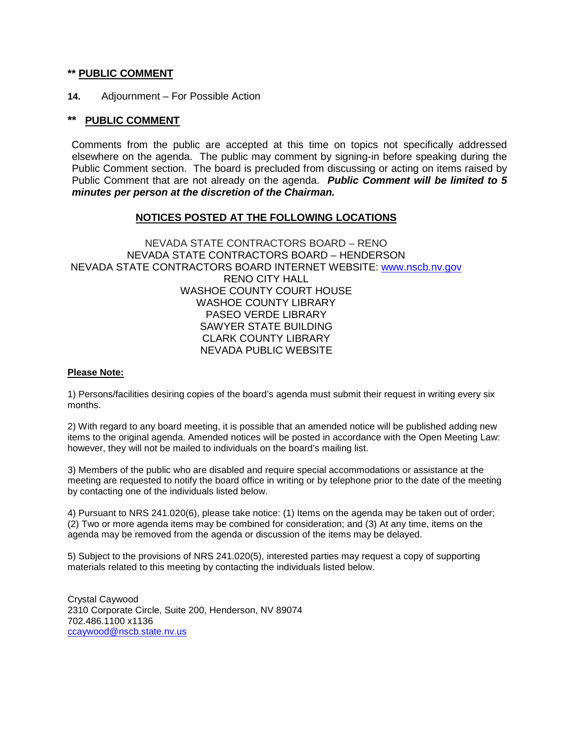**\*\* PUBLIC COMMENT**

**14.** Adjournment – For Possible Action

**\*\* PUBLIC COMMENT**

Comments from the public are accepted at this time on topics not specifically addressed elsewhere on the agenda. The public may comment by signing-in before speaking during the Public Comment section. The board is precluded from discussing or acting on items raised by Public Comment that are not already on the agenda. ***Public Comment will be limited to 5 minutes per person at the discretion of the Chairman.***

**NOTICES POSTED AT THE FOLLOWING LOCATIONS**

NEVADA STATE CONTRACTORS BOARD – RENO
NEVADA STATE CONTRACTORS BOARD – HENDERSON
NEVADA STATE CONTRACTORS BOARD INTERNET WEBSITE: www.nscb.nv.gov
RENO CITY HALL
WASHOE COUNTY COURT HOUSE
WASHOE COUNTY LIBRARY
PASEO VERDE LIBRARY
SAWYER STATE BUILDING
CLARK COUNTY LIBRARY
NEVADA PUBLIC WEBSITE

**Please Note:**

1) Persons/facilities desiring copies of the board's agenda must submit their request in writing every six months.

2) With regard to any board meeting, it is possible that an amended notice will be published adding new items to the original agenda. Amended notices will be posted in accordance with the Open Meeting Law: however, they will not be mailed to individuals on the board's mailing list.

3) Members of the public who are disabled and require special accommodations or assistance at the meeting are requested to notify the board office in writing or by telephone prior to the date of the meeting by contacting one of the individuals listed below.

4) Pursuant to NRS 241.020(6), please take notice: (1) Items on the agenda may be taken out of order; (2) Two or more agenda items may be combined for consideration; and (3) At any time, items on the agenda may be removed from the agenda or discussion of the items may be delayed.

5) Subject to the provisions of NRS 241.020(5), interested parties may request a copy of supporting materials related to this meeting by contacting the individuals listed below.

Crystal Caywood
2310 Corporate Circle, Suite 200, Henderson, NV 89074
702.486.1100 x1136
ccaywood@nscb.state.nv.us